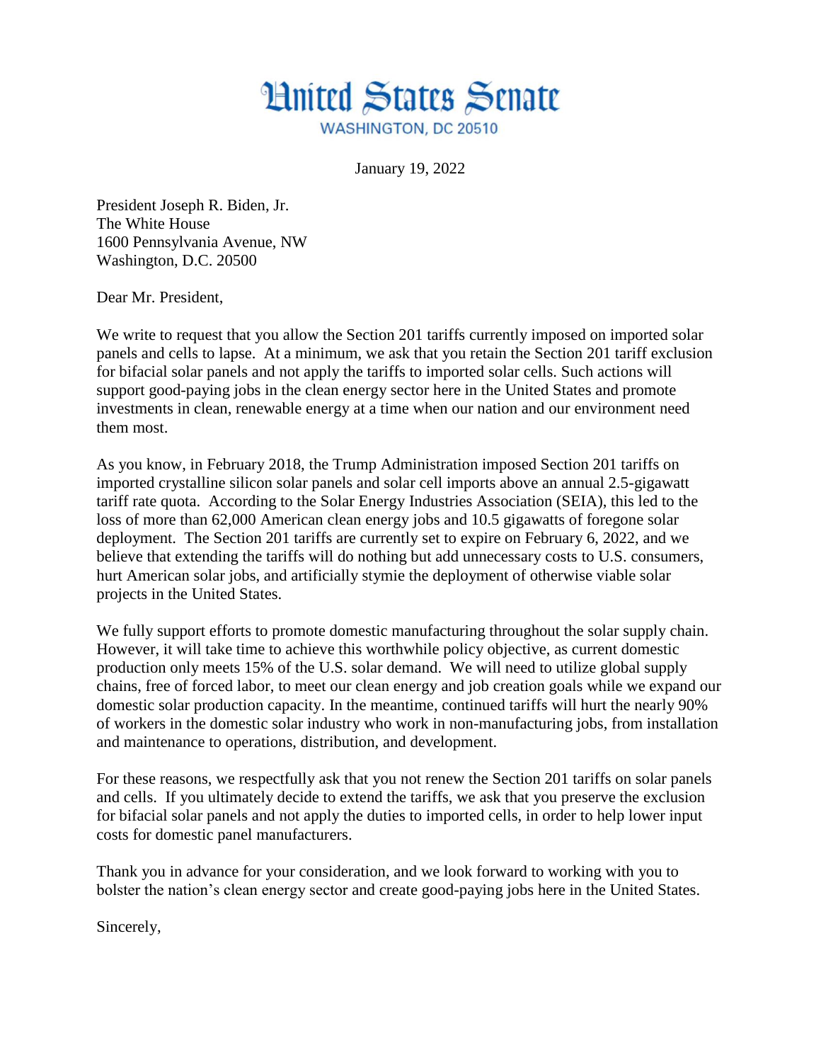# United States Senate

WASHINGTON, DC 20510

January 19, 2022

President Joseph R. Biden, Jr.
The White House
1600 Pennsylvania Avenue, NW
Washington, D.C. 20500

Dear Mr. President,

We write to request that you allow the Section 201 tariffs currently imposed on imported solar panels and cells to lapse. At a minimum, we ask that you retain the Section 201 tariff exclusion for bifacial solar panels and not apply the tariffs to imported solar cells. Such actions will support good-paying jobs in the clean energy sector here in the United States and promote investments in clean, renewable energy at a time when our nation and our environment need them most.

As you know, in February 2018, the Trump Administration imposed Section 201 tariffs on imported crystalline silicon solar panels and solar cell imports above an annual 2.5-gigawatt tariff rate quota. According to the Solar Energy Industries Association (SEIA), this led to the loss of more than 62,000 American clean energy jobs and 10.5 gigawatts of foregone solar deployment. The Section 201 tariffs are currently set to expire on February 6, 2022, and we believe that extending the tariffs will do nothing but add unnecessary costs to U.S. consumers, hurt American solar jobs, and artificially stymie the deployment of otherwise viable solar projects in the United States.

We fully support efforts to promote domestic manufacturing throughout the solar supply chain. However, it will take time to achieve this worthwhile policy objective, as current domestic production only meets 15% of the U.S. solar demand. We will need to utilize global supply chains, free of forced labor, to meet our clean energy and job creation goals while we expand our domestic solar production capacity. In the meantime, continued tariffs will hurt the nearly 90% of workers in the domestic solar industry who work in non-manufacturing jobs, from installation and maintenance to operations, distribution, and development.

For these reasons, we respectfully ask that you not renew the Section 201 tariffs on solar panels and cells. If you ultimately decide to extend the tariffs, we ask that you preserve the exclusion for bifacial solar panels and not apply the duties to imported cells, in order to help lower input costs for domestic panel manufacturers.

Thank you in advance for your consideration, and we look forward to working with you to bolster the nation's clean energy sector and create good-paying jobs here in the United States.

Sincerely,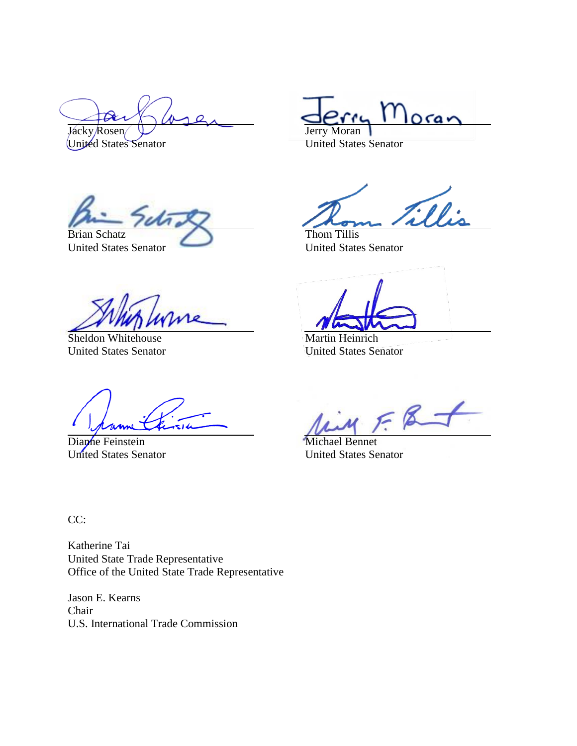Jacky Rosen
United States Senator

Jerry Moran
United States Senator

Brian Schatz
United States Senator

Thom Tillis
United States Senator

Sheldon Whitehouse
United States Senator

Martin Heinrich
United States Senator

Dianne Feinstein
United States Senator

Michael Bennet
United States Senator

CC:

Katherine Tai
United State Trade Representative
Office of the United State Trade Representative

Jason E. Kearns
Chair
U.S. International Trade Commission